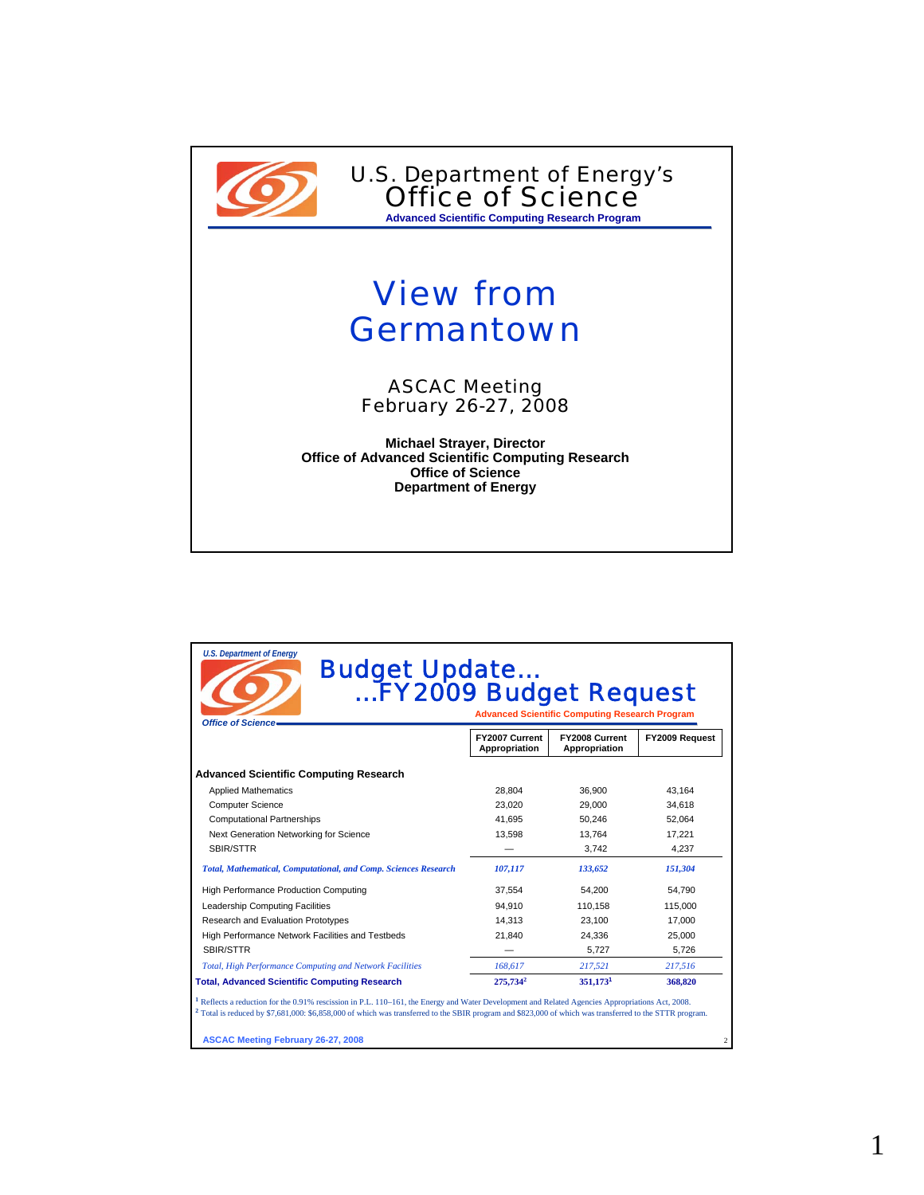U.S. Department of Energy's
Office of Science
**Advanced Scientific Computing Research Program**

# View from Germantown

ASCAC Meeting
February 26-27, 2008

**Michael Strayer, Director**
**Office of Advanced Scientific Computing Research**
**Office of Science**
**Department of Energy**

---

U.S. Department of Energy
Office of Science

## Budget Update… …FY2009 Budget Request

**Advanced Scientific Computing Research Program**

| | FY2007 Current Appropriation | FY2008 Current Appropriation | FY2009 Request |
|---|---|---|---|
| **Advanced Scientific Computing Research** | | | |
| Applied Mathematics | 28,804 | 36,900 | 43,164 |
| Computer Science | 23,020 | 29,000 | 34,618 |
| Computational Partnerships | 41,695 | 50,246 | 52,064 |
| Next Generation Networking for Science | 13,598 | 13,764 | 17,221 |
| SBIR/STTR | — | 3,742 | 4,237 |
| ***Total, Mathematical, Computational, and Comp. Sciences Research*** | ***107,117*** | ***133,652*** | ***151,304*** |
| High Performance Production Computing | 37,554 | 54,200 | 54,790 |
| Leadership Computing Facilities | 94,910 | 110,158 | 115,000 |
| Research and Evaluation Prototypes | 14,313 | 23,100 | 17,000 |
| High Performance Network Facilities and Testbeds | 21,840 | 24,336 | 25,000 |
| SBIR/STTR | — | 5,727 | 5,726 |
| *Total, High Performance Computing and Network Facilities* | *168,617* | *217,521* | *217,516* |
| **Total, Advanced Scientific Computing Research** | **275,734[2]** | **351,173[1]** | **368,820** |

[1] Reflects a reduction for the 0.91% rescission in P.L. 110–161, the Energy and Water Development and Related Agencies Appropriations Act, 2008.
[2] Total is reduced by $7,681,000: $6,858,000 of which was transferred to the SBIR program and $823,000 of which was transferred to the STTR program.

ASCAC Meeting February 26-27, 2008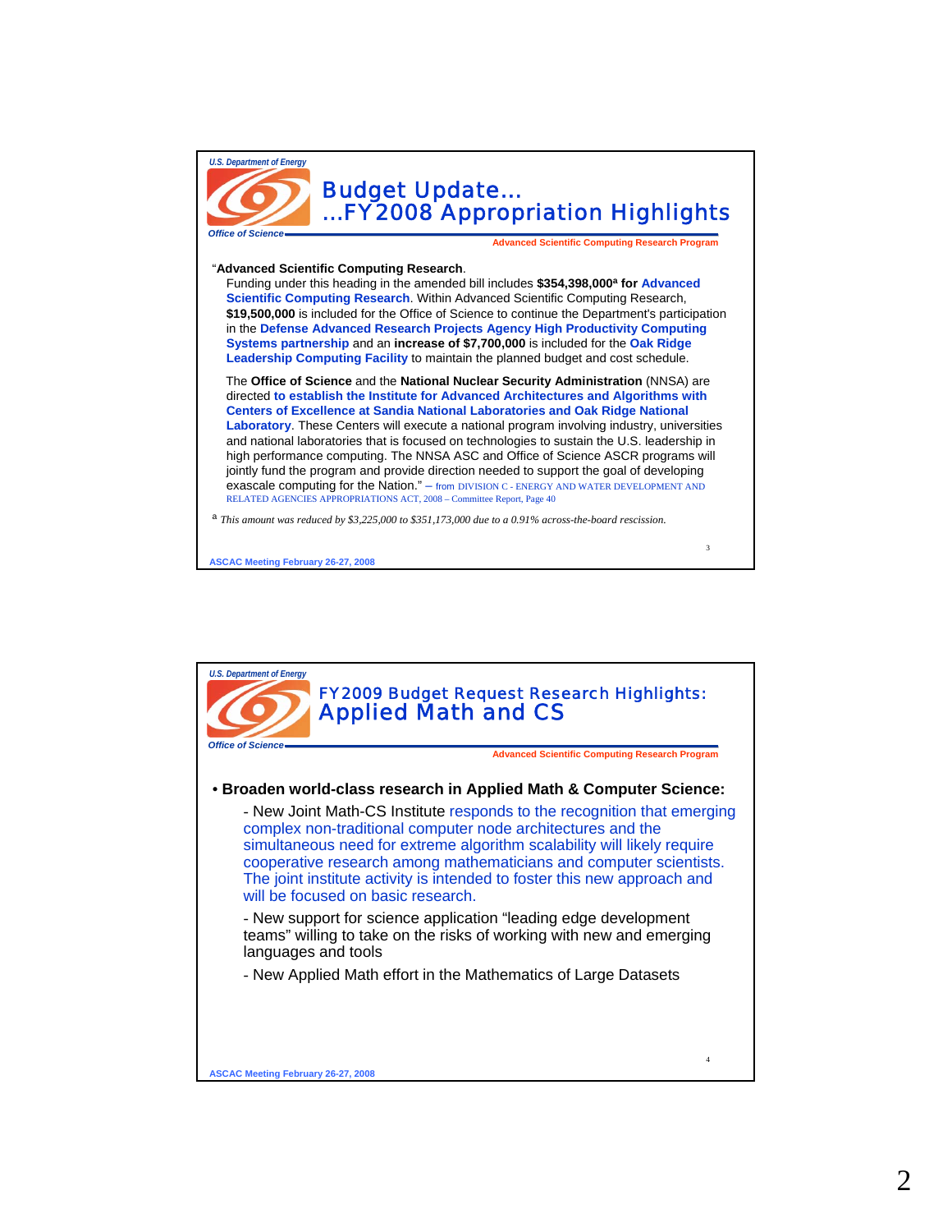## Budget Update… …FY2008 Appropriation Highlights

Advanced Scientific Computing Research Program

"**Advanced Scientific Computing Research**.
Funding under this heading in the amended bill includes **$354,398,000[a] for Advanced Scientific Computing Research**. Within Advanced Scientific Computing Research, **$19,500,000** is included for the Office of Science to continue the Department's participation in the **Defense Advanced Research Projects Agency High Productivity Computing Systems partnership** and an **increase of $7,700,000** is included for the **Oak Ridge Leadership Computing Facility** to maintain the planned budget and cost schedule.

The **Office of Science** and the **National Nuclear Security Administration** (NNSA) are directed **to establish the Institute for Advanced Architectures and Algorithms with Centers of Excellence at Sandia National Laboratories and Oak Ridge National Laboratory**. These Centers will execute a national program involving industry, universities and national laboratories that is focused on technologies to sustain the U.S. leadership in high performance computing. The NNSA ASC and Office of Science ASCR programs will jointly fund the program and provide direction needed to support the goal of developing exascale computing for the Nation." – from DIVISION C - ENERGY AND WATER DEVELOPMENT AND RELATED AGENCIES APPROPRIATIONS ACT, 2008 – Committee Report, Page 40

[a] *This amount was reduced by $3,225,000 to $351,173,000 due to a 0.91% across-the-board rescission.*

ASCAC Meeting February 26-27, 2008

## FY2009 Budget Request Research Highlights: Applied Math and CS

Advanced Scientific Computing Research Program

- **Broaden world-class research in Applied Math & Computer Science:**
  - New Joint Math-CS Institute responds to the recognition that emerging complex non-traditional computer node architectures and the simultaneous need for extreme algorithm scalability will likely require cooperative research among mathematicians and computer scientists. The joint institute activity is intended to foster this new approach and will be focused on basic research.
  - New support for science application "leading edge development teams" willing to take on the risks of working with new and emerging languages and tools
  - New Applied Math effort in the Mathematics of Large Datasets

ASCAC Meeting February 26-27, 2008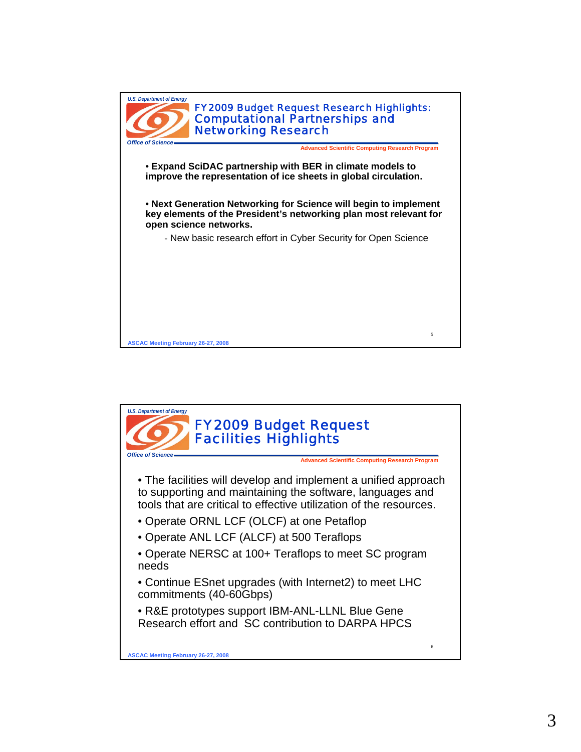## FY2009 Budget Request Research Highlights: Computational Partnerships and Networking Research

Advanced Scientific Computing Research Program

- **Expand SciDAC partnership with BER in climate models to improve the representation of ice sheets in global circulation.**
- **Next Generation Networking for Science will begin to implement key elements of the President's networking plan most relevant for open science networks.**
  - New basic research effort in Cyber Security for Open Science

ASCAC Meeting February 26-27, 2008

## FY2009 Budget Request Facilities Highlights

Advanced Scientific Computing Research Program

- The facilities will develop and implement a unified approach to supporting and maintaining the software, languages and tools that are critical to effective utilization of the resources.
- Operate ORNL LCF (OLCF) at one Petaflop
- Operate ANL LCF (ALCF) at 500 Teraflops
- Operate NERSC at 100+ Teraflops to meet SC program needs
- Continue ESnet upgrades (with Internet2) to meet LHC commitments (40-60Gbps)
- R&E prototypes support IBM-ANL-LLNL Blue Gene Research effort and SC contribution to DARPA HPCS

ASCAC Meeting February 26-27, 2008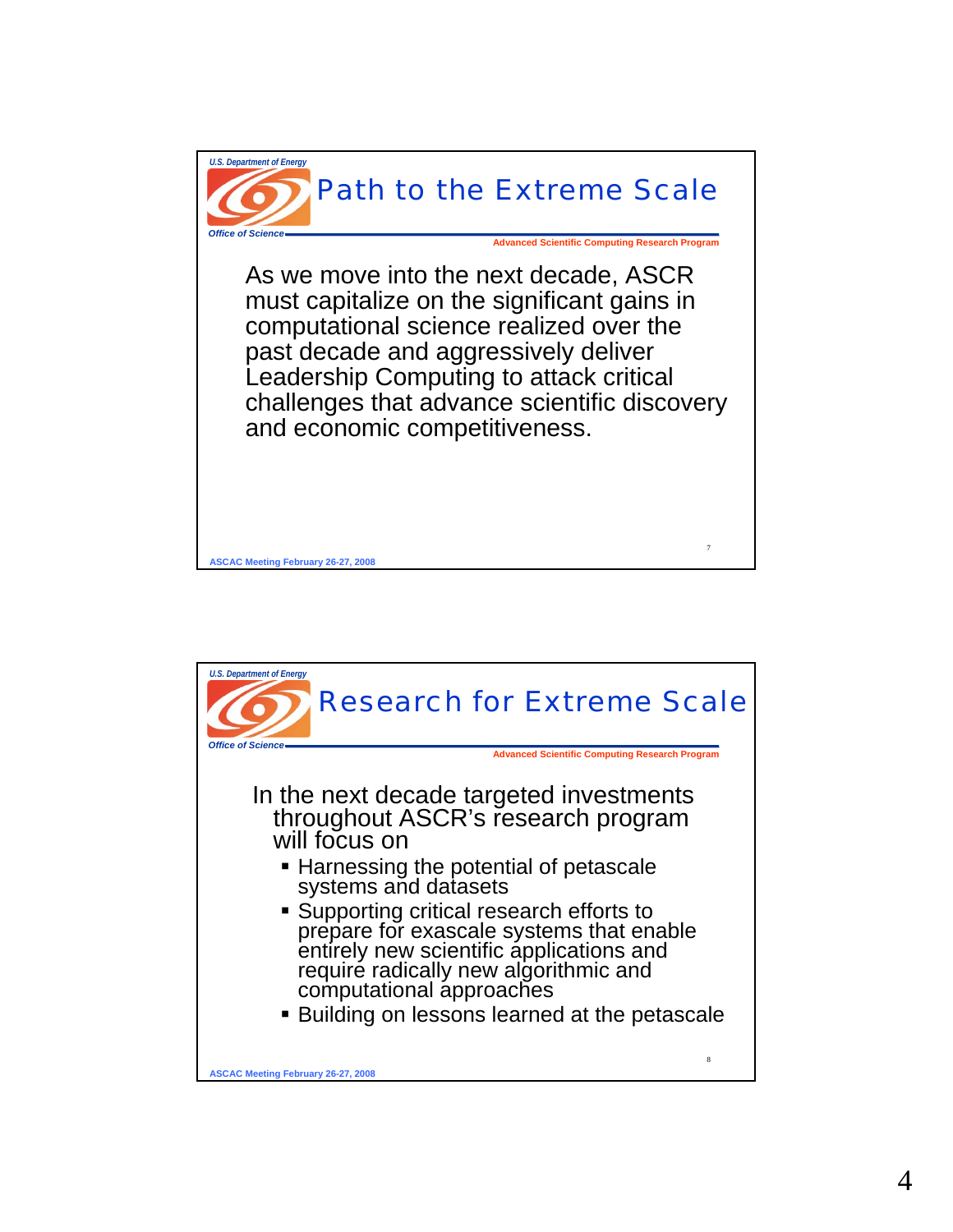## Path to the Extreme Scale

As we move into the next decade, ASCR must capitalize on the significant gains in computational science realized over the past decade and aggressively deliver Leadership Computing to attack critical challenges that advance scientific discovery and economic competitiveness.

## Research for Extreme Scale

In the next decade targeted investments throughout ASCR's research program will focus on

- Harnessing the potential of petascale systems and datasets
- Supporting critical research efforts to prepare for exascale systems that enable entirely new scientific applications and require radically new algorithmic and computational approaches
- Building on lessons learned at the petascale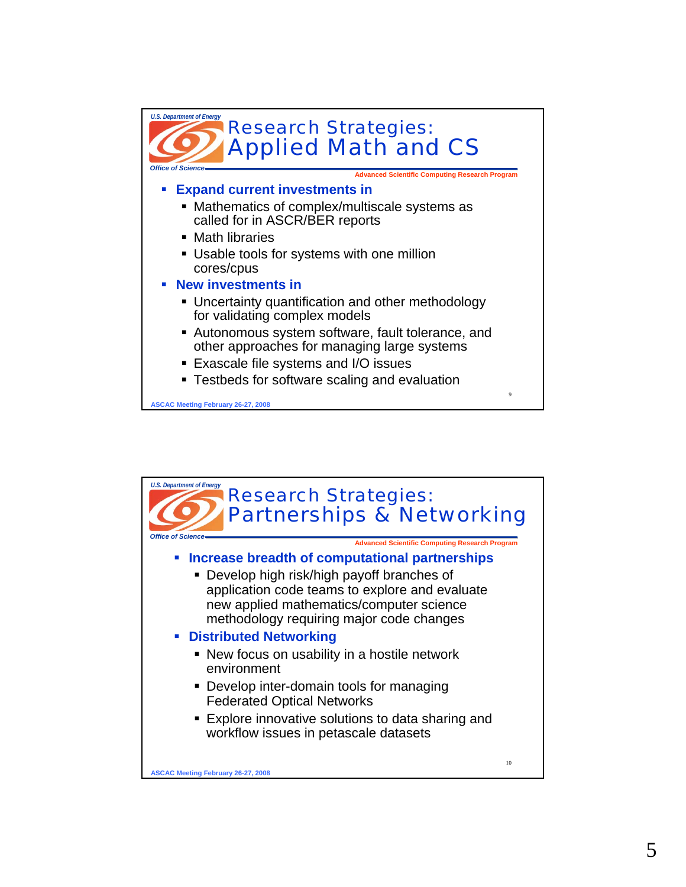## Research Strategies: Applied Math and CS

- **Expand current investments in**
  - Mathematics of complex/multiscale systems as called for in ASCR/BER reports
  - Math libraries
  - Usable tools for systems with one million cores/cpus
- **New investments in**
  - Uncertainty quantification and other methodology for validating complex models
  - Autonomous system software, fault tolerance, and other approaches for managing large systems
  - Exascale file systems and I/O issues
  - Testbeds for software scaling and evaluation

## Research Strategies: Partnerships & Networking

- **Increase breadth of computational partnerships**
  - Develop high risk/high payoff branches of application code teams to explore and evaluate new applied mathematics/computer science methodology requiring major code changes
- **Distributed Networking**
  - New focus on usability in a hostile network environment
  - Develop inter-domain tools for managing Federated Optical Networks
  - Explore innovative solutions to data sharing and workflow issues in petascale datasets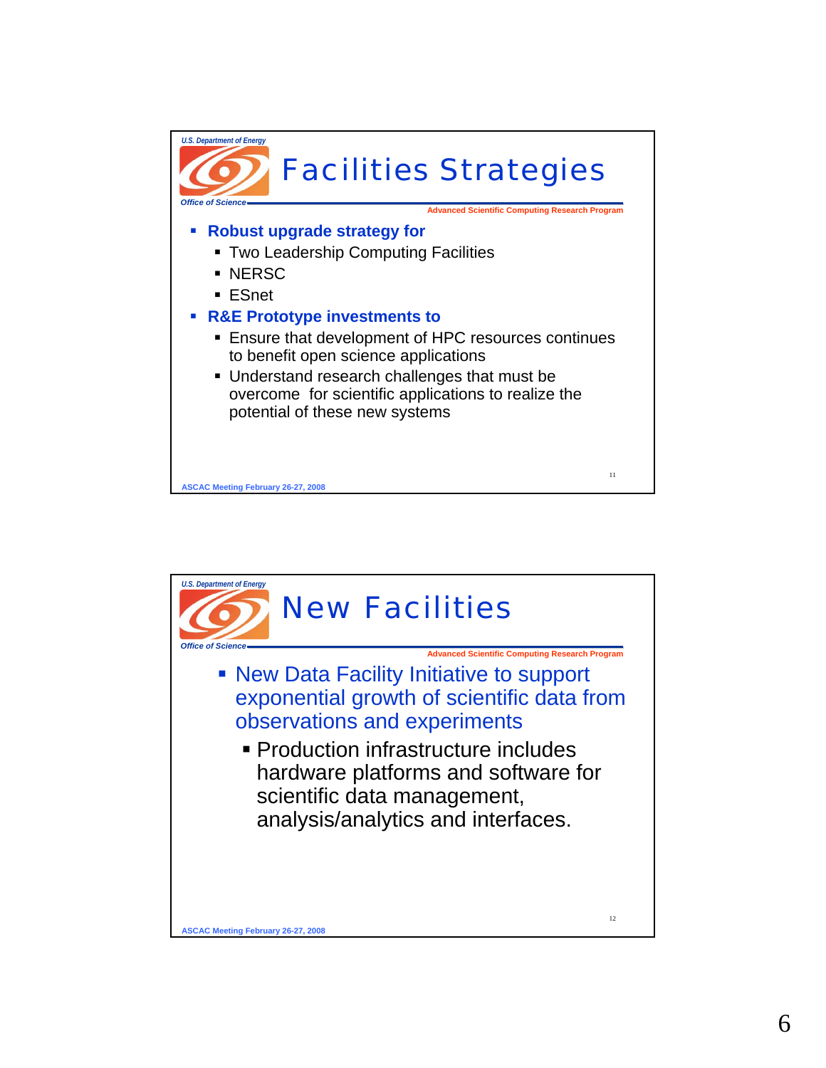## Facilities Strategies

- **Robust upgrade strategy for**
  - Two Leadership Computing Facilities
  - NERSC
  - ESnet
- **R&E Prototype investments to**
  - Ensure that development of HPC resources continues to benefit open science applications
  - Understand research challenges that must be overcome for scientific applications to realize the potential of these new systems

## New Facilities

- New Data Facility Initiative to support exponential growth of scientific data from observations and experiments
  - Production infrastructure includes hardware platforms and software for scientific data management, analysis/analytics and interfaces.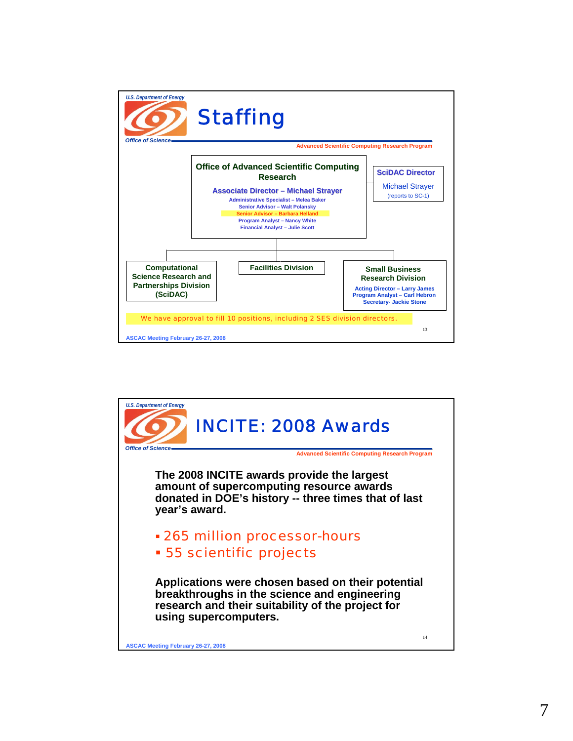U.S. Department of Energy

Office of Science

# Staffing

Advanced Scientific Computing Research Program

**Office of Advanced Scientific Computing Research**

**Associate Director – Michael Strayer**

Administrative Specialist – Melea Baker
Senior Advisor – Walt Polansky
Senior Advisor – Barbara Helland
Program Analyst – Nancy White
Financial Analyst – Julie Scott

**SciDAC Director**

Michael Strayer
(reports to SC-1)

**Computational Science Research and Partnerships Division (SciDAC)**

**Facilities Division**

**Small Business Research Division**

Acting Director – Larry James
Program Analyst – Carl Hebron
Secretary- Jackie Stone

We have approval to fill 10 positions, including 2 SES division directors.

ASCAC Meeting February 26-27, 2008

---

U.S. Department of Energy

Office of Science

# INCITE: 2008 Awards

Advanced Scientific Computing Research Program

**The 2008 INCITE awards provide the largest amount of supercomputing resource awards donated in DOE's history -- three times that of last year's award.**

- 265 million processor-hours
- 55 scientific projects

**Applications were chosen based on their potential breakthroughs in the science and engineering research and their suitability of the project for using supercomputers.**

ASCAC Meeting February 26-27, 2008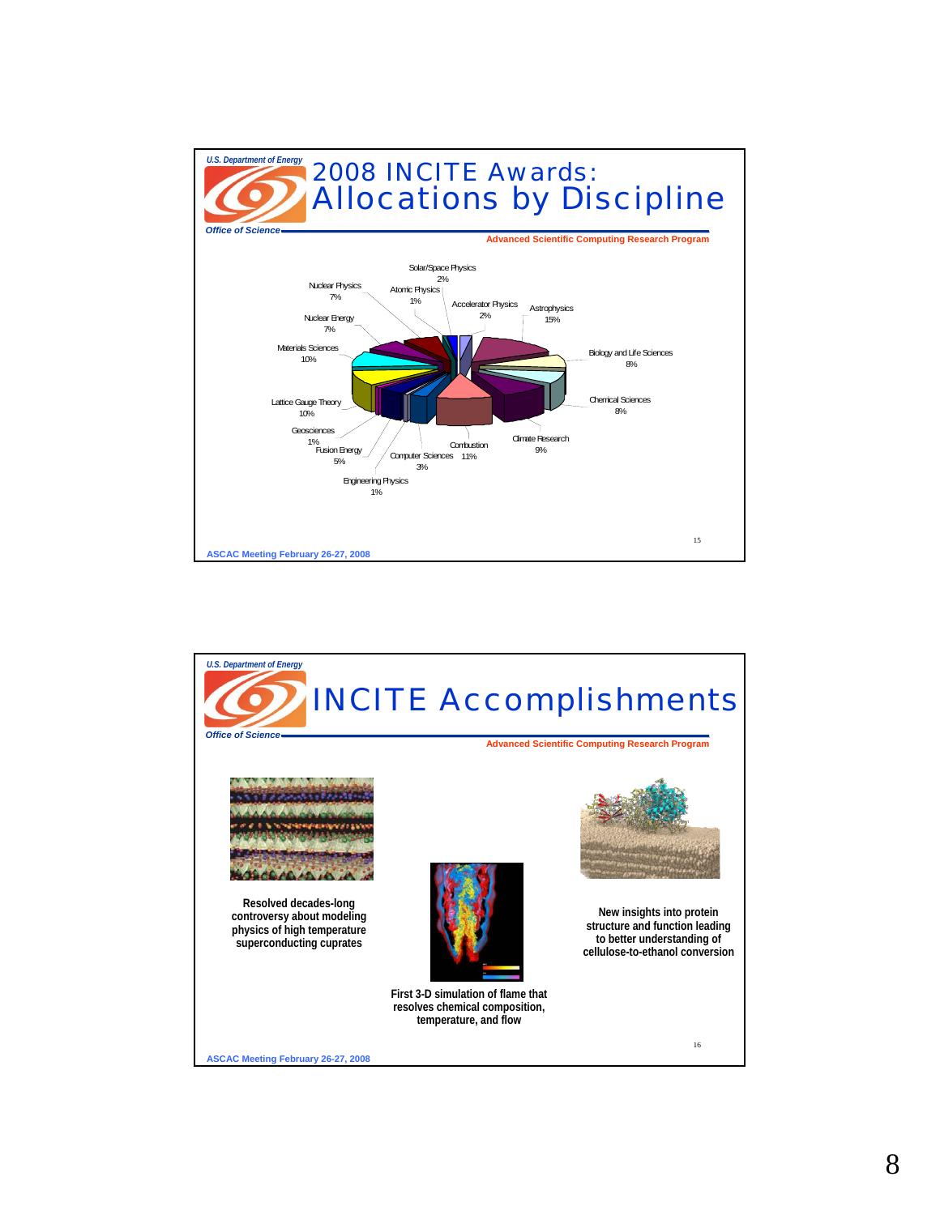U.S. Department of Energy

Office of Science

# 2008 INCITE Awards: Allocations by Discipline

Advanced Scientific Computing Research Program

| Discipline | Allocation |
|---|---|
| Solar/Space Physics | 2% |
| Atomic Physics | 1% |
| Accelerator Physics | 2% |
| Astrophysics | 15% |
| Biology and Life Sciences | 8% |
| Chemical Sciences | 8% |
| Climate Research | 9% |
| Combustion | 11% |
| Computer Sciences | 3% |
| Engineering Physics | 1% |
| Fusion Energy | 5% |
| Geosciences | 1% |
| Lattice Gauge Theory | 10% |
| Materials Sciences | 10% |
| Nuclear Energy | 7% |
| Nuclear Physics | 7% |

ASCAC Meeting February 26-27, 2008

---

U.S. Department of Energy

Office of Science

# INCITE Accomplishments

Advanced Scientific Computing Research Program

Resolved decades-long controversy about modeling physics of high temperature superconducting cuprates

First 3-D simulation of flame that resolves chemical composition, temperature, and flow

New insights into protein structure and function leading to better understanding of cellulose-to-ethanol conversion

ASCAC Meeting February 26-27, 2008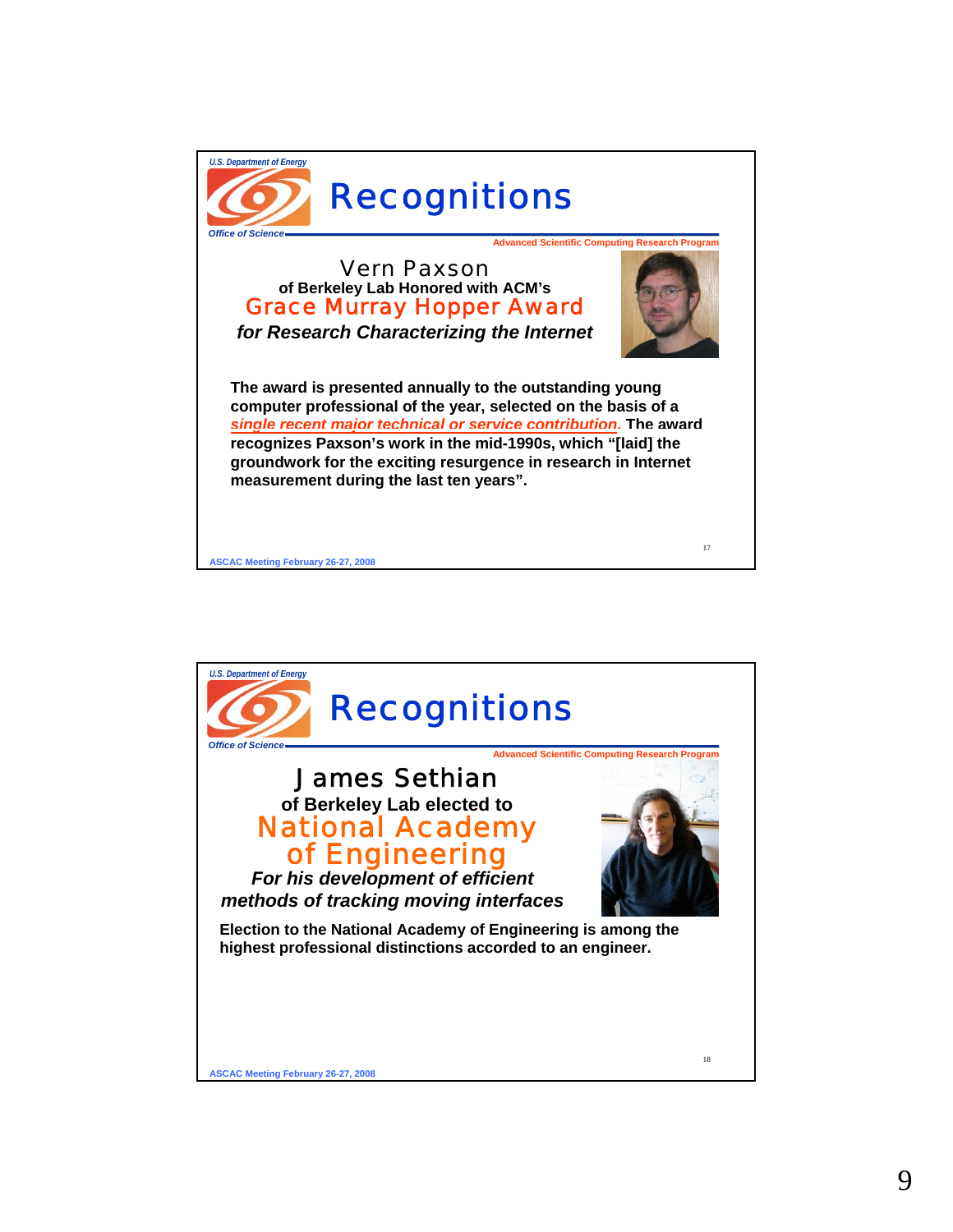U.S. Department of Energy

Office of Science

# Recognitions

Advanced Scientific Computing Research Program

## Vern Paxson

**of Berkeley Lab Honored with ACM's**

## Grace Murray Hopper Award

***for Research Characterizing the Internet***

**The award is presented annually to the outstanding young computer professional of the year, selected on the basis of a *single recent major technical or service contribution*. The award recognizes Paxson's work in the mid-1990s, which "[laid] the groundwork for the exciting resurgence in research in Internet measurement during the last ten years".**

ASCAC Meeting February 26-27, 2008

U.S. Department of Energy

Office of Science

# Recognitions

Advanced Scientific Computing Research Program

## James Sethian

**of Berkeley Lab elected to**

## National Academy of Engineering

***For his development of efficient methods of tracking moving interfaces***

**Election to the National Academy of Engineering is among the highest professional distinctions accorded to an engineer.**

ASCAC Meeting February 26-27, 2008